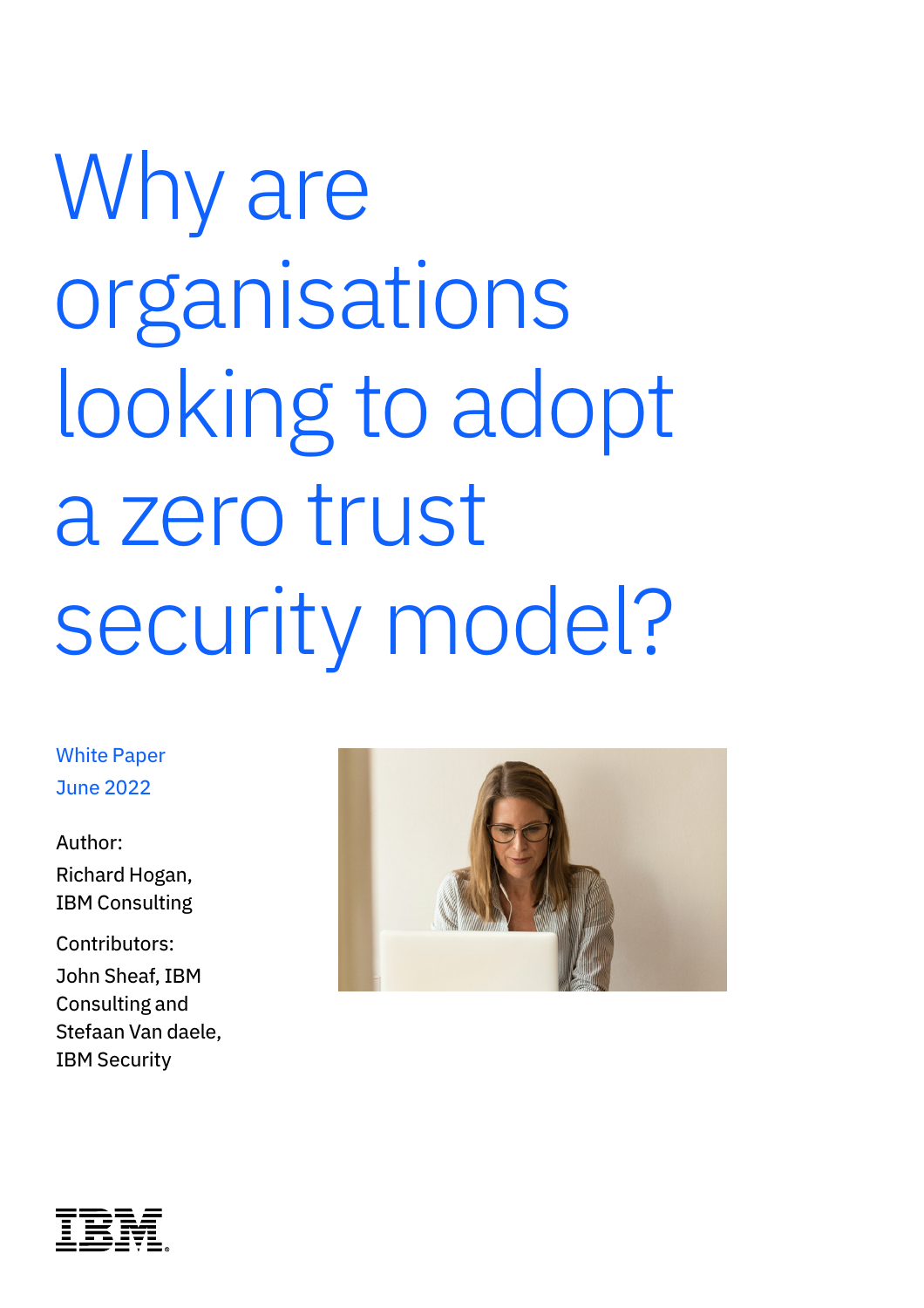# Why are organisations looking to adopt a zero trust security model?

White Paper
June 2022

Author:
Richard Hogan,
IBM Consulting

Contributors:
John Sheaf, IBM Consulting and Stefaan Van daele, IBM Security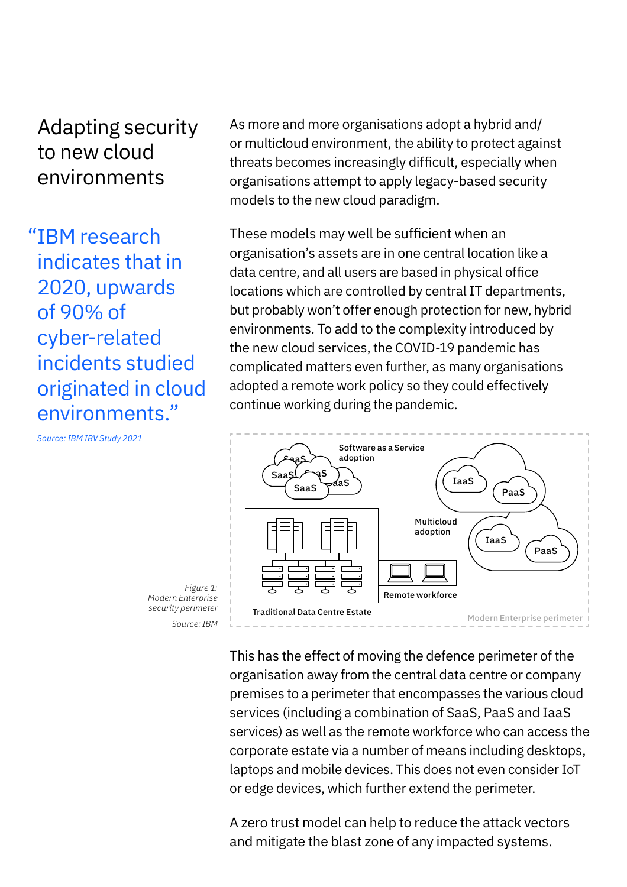## Adapting security to new cloud environments

> "IBM research indicates that in 2020, upwards of 90% of cyber-related incidents studied originated in cloud environments."

*Source: IBM IBV Study 2021*

As more and more organisations adopt a hybrid and/or multicloud environment, the ability to protect against threats becomes increasingly difficult, especially when organisations attempt to apply legacy-based security models to the new cloud paradigm.

These models may well be sufficient when an organisation's assets are in one central location like a data centre, and all users are based in physical office locations which are controlled by central IT departments, but probably won't offer enough protection for new, hybrid environments. To add to the complexity introduced by the new cloud services, the COVID-19 pandemic has complicated matters even further, as many organisations adopted a remote work policy so they could effectively continue working during the pandemic.

*Figure 1: Modern Enterprise security perimeter*

*Source: IBM*

This has the effect of moving the defence perimeter of the organisation away from the central data centre or company premises to a perimeter that encompasses the various cloud services (including a combination of SaaS, PaaS and IaaS services) as well as the remote workforce who can access the corporate estate via a number of means including desktops, laptops and mobile devices. This does not even consider IoT or edge devices, which further extend the perimeter.

A zero trust model can help to reduce the attack vectors and mitigate the blast zone of any impacted systems.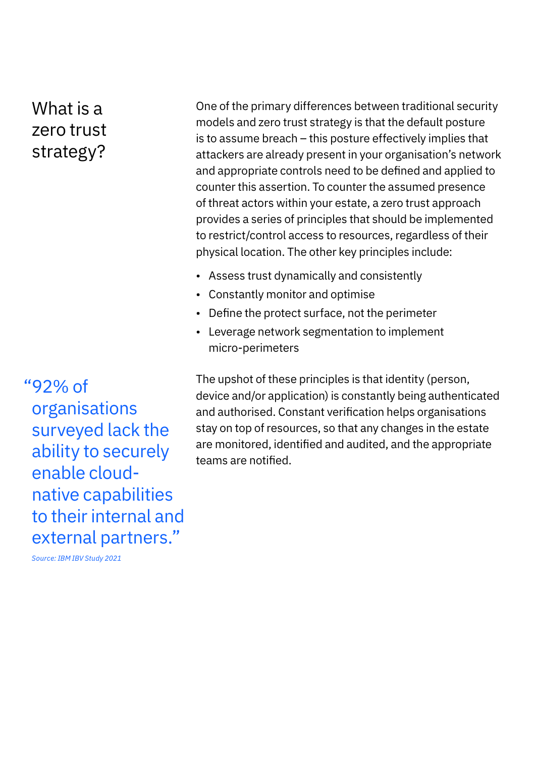## What is a zero trust strategy?

One of the primary differences between traditional security models and zero trust strategy is that the default posture is to assume breach – this posture effectively implies that attackers are already present in your organisation's network and appropriate controls need to be defined and applied to counter this assertion. To counter the assumed presence of threat actors within your estate, a zero trust approach provides a series of principles that should be implemented to restrict/control access to resources, regardless of their physical location. The other key principles include:

- Assess trust dynamically and consistently
- Constantly monitor and optimise
- Define the protect surface, not the perimeter
- Leverage network segmentation to implement micro-perimeters

> "92% of organisations surveyed lack the ability to securely enable cloud-native capabilities to their internal and external partners."
>
> *Source: IBM IBV Study 2021*

The upshot of these principles is that identity (person, device and/or application) is constantly being authenticated and authorised. Constant verification helps organisations stay on top of resources, so that any changes in the estate are monitored, identified and audited, and the appropriate teams are notified.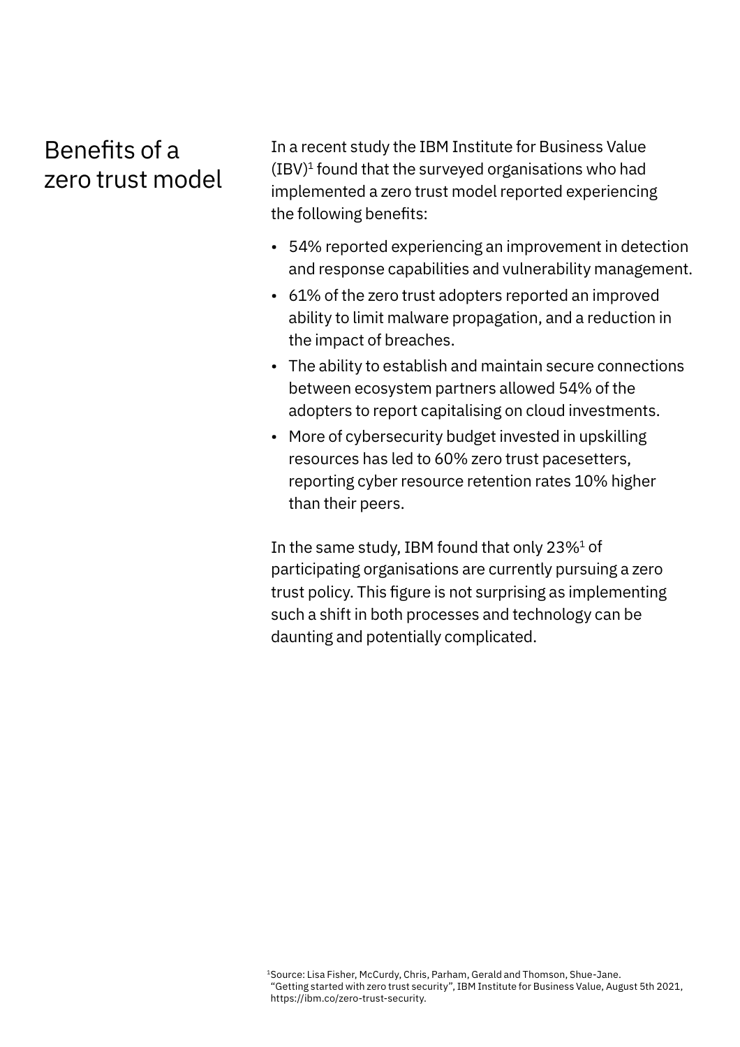## Benefits of a zero trust model

In a recent study the IBM Institute for Business Value (IBV)[1] found that the surveyed organisations who had implemented a zero trust model reported experiencing the following benefits:

- 54% reported experiencing an improvement in detection and response capabilities and vulnerability management.
- 61% of the zero trust adopters reported an improved ability to limit malware propagation, and a reduction in the impact of breaches.
- The ability to establish and maintain secure connections between ecosystem partners allowed 54% of the adopters to report capitalising on cloud investments.
- More of cybersecurity budget invested in upskilling resources has led to 60% zero trust pacesetters, reporting cyber resource retention rates 10% higher than their peers.

In the same study, IBM found that only 23%[1] of participating organisations are currently pursuing a zero trust policy. This figure is not surprising as implementing such a shift in both processes and technology can be daunting and potentially complicated.

[1]Source: Lisa Fisher, McCurdy, Chris, Parham, Gerald and Thomson, Shue-Jane. "Getting started with zero trust security", IBM Institute for Business Value, August 5th 2021, https://ibm.co/zero-trust-security.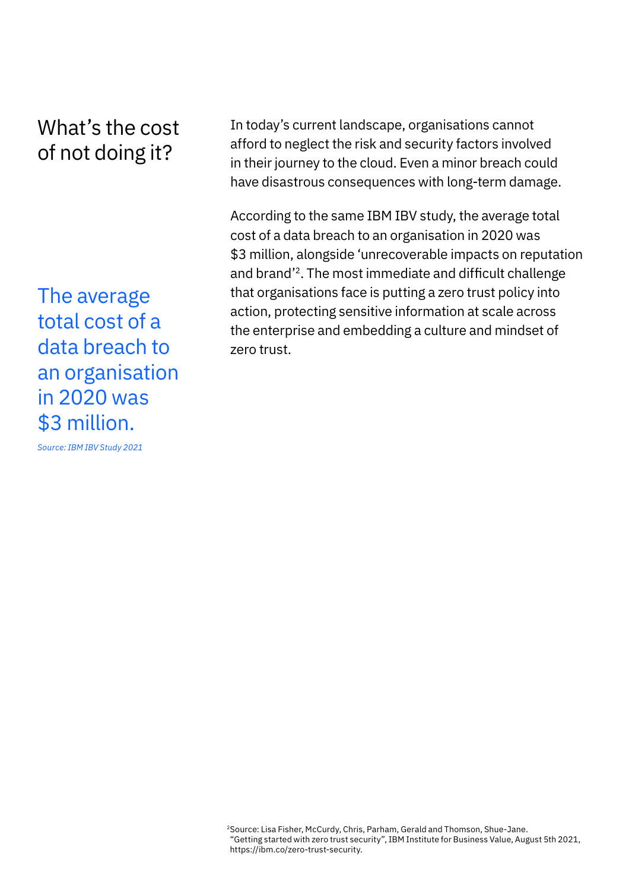## What's the cost of not doing it?

The average total cost of a data breach to an organisation in 2020 was $3 million.

*Source: IBM IBV Study 2021*

In today's current landscape, organisations cannot afford to neglect the risk and security factors involved in their journey to the cloud. Even a minor breach could have disastrous consequences with long-term damage.

According to the same IBM IBV study, the average total cost of a data breach to an organisation in 2020 was $3 million, alongside 'unrecoverable impacts on reputation and brand'[2]. The most immediate and difficult challenge that organisations face is putting a zero trust policy into action, protecting sensitive information at scale across the enterprise and embedding a culture and mindset of zero trust.

[2]Source: Lisa Fisher, McCurdy, Chris, Parham, Gerald and Thomson, Shue-Jane. "Getting started with zero trust security", IBM Institute for Business Value, August 5th 2021, https://ibm.co/zero-trust-security.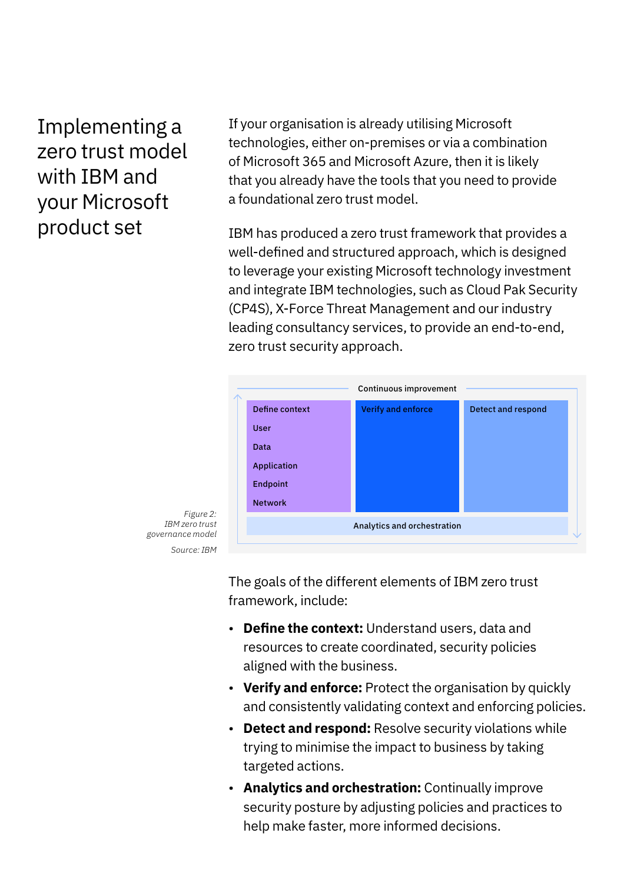# Implementing a zero trust model with IBM and your Microsoft product set

If your organisation is already utilising Microsoft technologies, either on-premises or via a combination of Microsoft 365 and Microsoft Azure, then it is likely that you already have the tools that you need to provide a foundational zero trust model.

IBM has produced a zero trust framework that provides a well-defined and structured approach, which is designed to leverage your existing Microsoft technology investment and integrate IBM technologies, such as Cloud Pak Security (CP4S), X-Force Threat Management and our industry leading consultancy services, to provide an end-to-end, zero trust security approach.

Continuous improvement

| Define context | Verify and enforce | Detect and respond |
|---|---|---|
| User<br>Data<br>Application<br>Endpoint<br>Network | | |

Analytics and orchestration

*Figure 2: IBM zero trust governance model*

*Source: IBM*

The goals of the different elements of IBM zero trust framework, include:

- **Define the context:** Understand users, data and resources to create coordinated, security policies aligned with the business.
- **Verify and enforce:** Protect the organisation by quickly and consistently validating context and enforcing policies.
- **Detect and respond:** Resolve security violations while trying to minimise the impact to business by taking targeted actions.
- **Analytics and orchestration:** Continually improve security posture by adjusting policies and practices to help make faster, more informed decisions.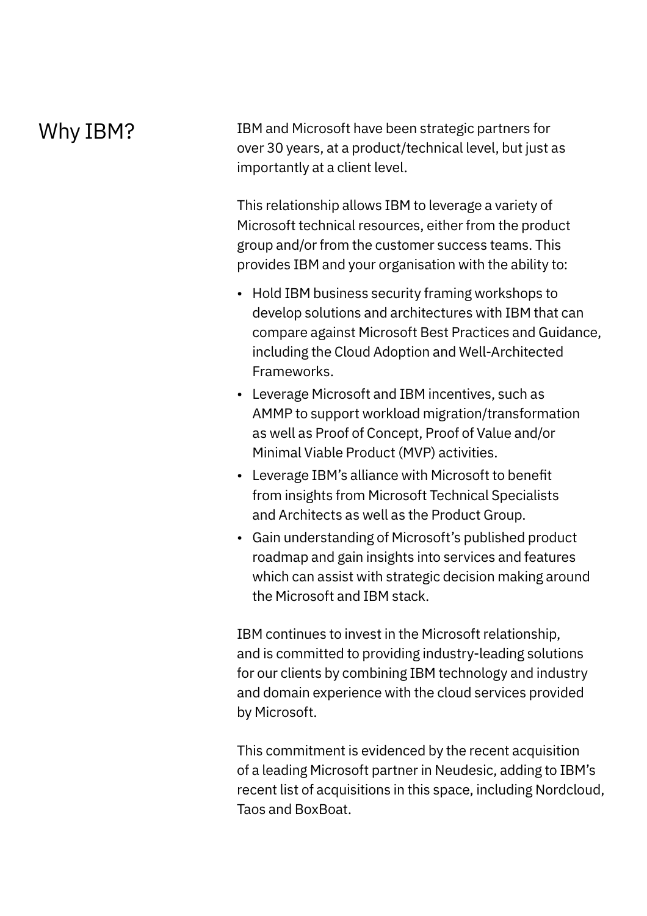## Why IBM?

IBM and Microsoft have been strategic partners for over 30 years, at a product/technical level, but just as importantly at a client level.

This relationship allows IBM to leverage a variety of Microsoft technical resources, either from the product group and/or from the customer success teams. This provides IBM and your organisation with the ability to:

- Hold IBM business security framing workshops to develop solutions and architectures with IBM that can compare against Microsoft Best Practices and Guidance, including the Cloud Adoption and Well-Architected Frameworks.
- Leverage Microsoft and IBM incentives, such as AMMP to support workload migration/transformation as well as Proof of Concept, Proof of Value and/or Minimal Viable Product (MVP) activities.
- Leverage IBM's alliance with Microsoft to benefit from insights from Microsoft Technical Specialists and Architects as well as the Product Group.
- Gain understanding of Microsoft's published product roadmap and gain insights into services and features which can assist with strategic decision making around the Microsoft and IBM stack.

IBM continues to invest in the Microsoft relationship, and is committed to providing industry-leading solutions for our clients by combining IBM technology and industry and domain experience with the cloud services provided by Microsoft.

This commitment is evidenced by the recent acquisition of a leading Microsoft partner in Neudesic, adding to IBM's recent list of acquisitions in this space, including Nordcloud, Taos and BoxBoat.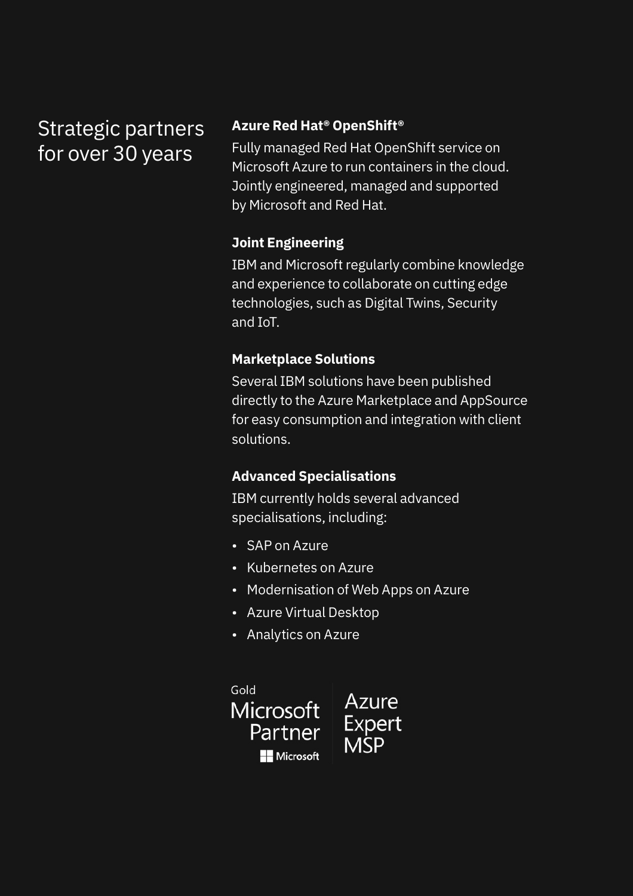## Strategic partners for over 30 years

**Azure Red Hat® OpenShift®**

Fully managed Red Hat OpenShift service on Microsoft Azure to run containers in the cloud. Jointly engineered, managed and supported by Microsoft and Red Hat.

**Joint Engineering**

IBM and Microsoft regularly combine knowledge and experience to collaborate on cutting edge technologies, such as Digital Twins, Security and IoT.

**Marketplace Solutions**

Several IBM solutions have been published directly to the Azure Marketplace and AppSource for easy consumption and integration with client solutions.

**Advanced Specialisations**

IBM currently holds several advanced specialisations, including:

- SAP on Azure
- Kubernetes on Azure
- Modernisation of Web Apps on Azure
- Azure Virtual Desktop
- Analytics on Azure

Gold Microsoft Partner Microsoft | Azure Expert MSP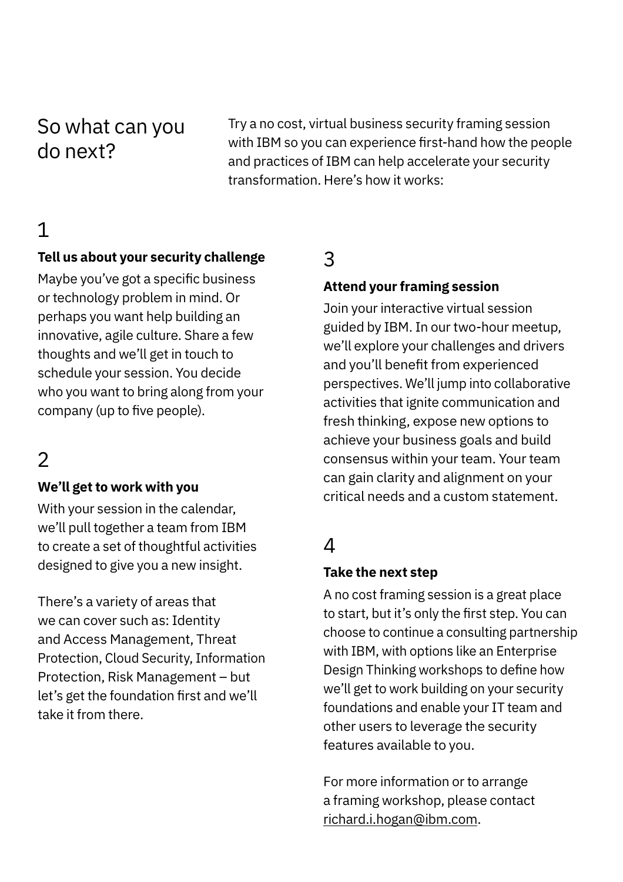## So what can you do next?

Try a no cost, virtual business security framing session with IBM so you can experience first-hand how the people and practices of IBM can help accelerate your security transformation. Here's how it works:

### 1

**Tell us about your security challenge**

Maybe you've got a specific business or technology problem in mind. Or perhaps you want help building an innovative, agile culture. Share a few thoughts and we'll get in touch to schedule your session. You decide who you want to bring along from your company (up to five people).

### 2

**We'll get to work with you**

With your session in the calendar, we'll pull together a team from IBM to create a set of thoughtful activities designed to give you a new insight.

There's a variety of areas that we can cover such as: Identity and Access Management, Threat Protection, Cloud Security, Information Protection, Risk Management – but let's get the foundation first and we'll take it from there.

### 3

**Attend your framing session**

Join your interactive virtual session guided by IBM. In our two-hour meetup, we'll explore your challenges and drivers and you'll benefit from experienced perspectives. We'll jump into collaborative activities that ignite communication and fresh thinking, expose new options to achieve your business goals and build consensus within your team. Your team can gain clarity and alignment on your critical needs and a custom statement.

### 4

**Take the next step**

A no cost framing session is a great place to start, but it's only the first step. You can choose to continue a consulting partnership with IBM, with options like an Enterprise Design Thinking workshops to define how we'll get to work building on your security foundations and enable your IT team and other users to leverage the security features available to you.

For more information or to arrange a framing workshop, please contact richard.i.hogan@ibm.com.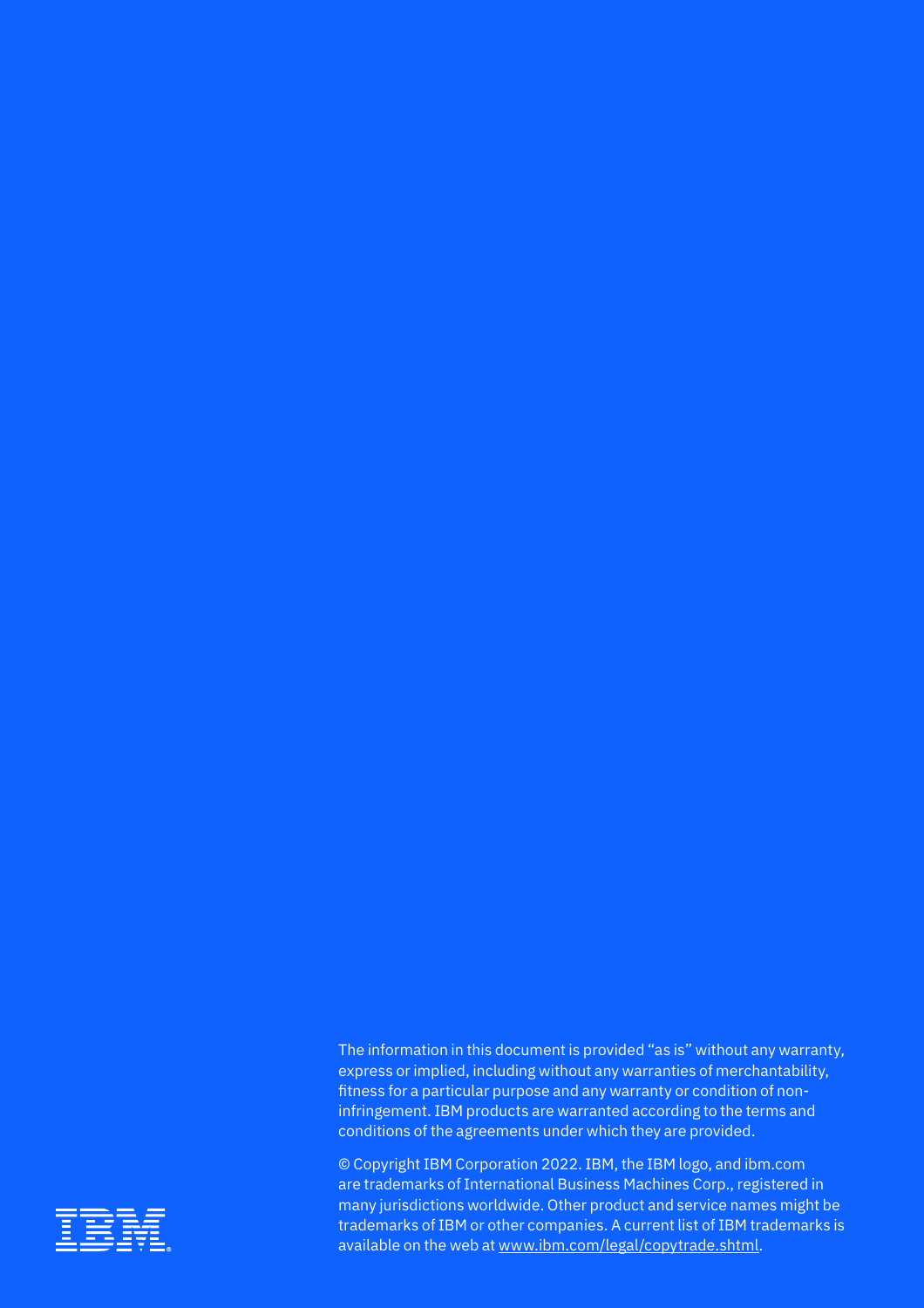The information in this document is provided "as is" without any warranty, express or implied, including without any warranties of merchantability, fitness for a particular purpose and any warranty or condition of non-infringement. IBM products are warranted according to the terms and conditions of the agreements under which they are provided.

© Copyright IBM Corporation 2022. IBM, the IBM logo, and ibm.com are trademarks of International Business Machines Corp., registered in many jurisdictions worldwide. Other product and service names might be trademarks of IBM or other companies. A current list of IBM trademarks is available on the web at www.ibm.com/legal/copytrade.shtml.